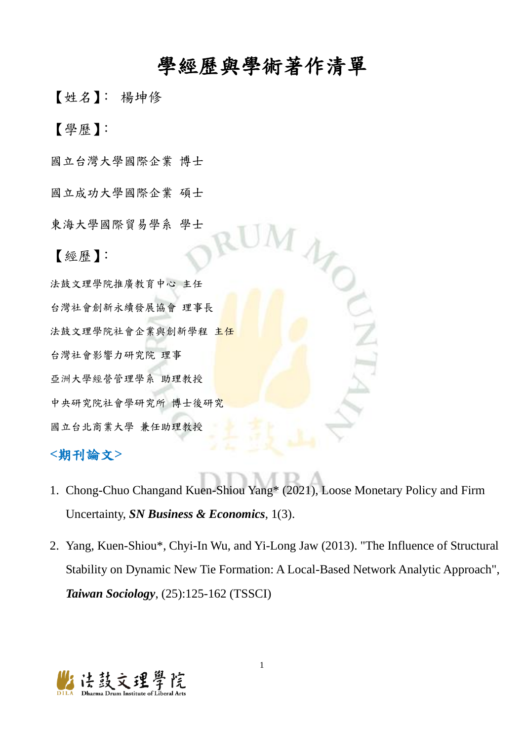# 學經歷與學術著作清單

【姓名】: 楊坤修

【學歷】:

國立台灣大學國際企業 博士

國立成功大學國際企業 碩士

東海大學國際貿易學系 學士

【經歷】:

法鼓文理學院推廣教育中心 主任

台灣社會創新永續發展協會 理事長

法鼓文理學院社會企業與創新學程 主任

台灣社會影響力研究院 理事

亞洲大學經營管理學系 助理教授

中央研究院社會學研究所 博士後研究

國立台北商業大學 兼任助理教授

## <期刊論文>

1. Chong-Chuo Changand Kuen-Shiou Yang* (2021), Loose Monetary Policy and Firm Uncertainty, ***SN Business & Economics***, 1(3).
2. Yang, Kuen-Shiou*, Chyi-In Wu, and Yi-Long Jaw (2013). "The Influence of Structural Stability on Dynamic New Tie Formation: A Local-Based Network Analytic Approach", ***Taiwan Sociology***, (25):125-162 (TSSCI)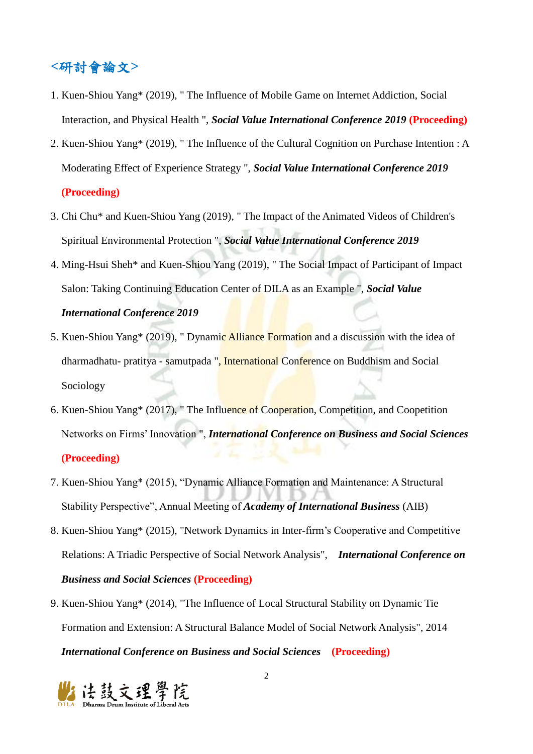## <研討會論文>

1. Kuen-Shiou Yang* (2019), " The Influence of Mobile Game on Internet Addiction, Social Interaction, and Physical Health ", ***Social Value International Conference 2019*** **(Proceeding)**
2. Kuen-Shiou Yang* (2019), " The Influence of the Cultural Cognition on Purchase Intention : A Moderating Effect of Experience Strategy ", ***Social Value International Conference 2019*** **(Proceeding)**
3. Chi Chu* and Kuen-Shiou Yang (2019), " The Impact of the Animated Videos of Children's Spiritual Environmental Protection ", ***Social Value International Conference 2019***
4. Ming-Hsui Sheh* and Kuen-Shiou Yang (2019), " The Social Impact of Participant of Impact Salon: Taking Continuing Education Center of DILA as an Example ", ***Social Value International Conference 2019***
5. Kuen-Shiou Yang* (2019), " Dynamic Alliance Formation and a discussion with the idea of dharmadhatu- pratitya - samutpada ", International Conference on Buddhism and Social Sociology
6. Kuen-Shiou Yang* (2017), " The Influence of Cooperation, Competition, and Coopetition Networks on Firms' Innovation ", ***International Conference on Business and Social Sciences*** **(Proceeding)**
7. Kuen-Shiou Yang* (2015), "Dynamic Alliance Formation and Maintenance: A Structural Stability Perspective", Annual Meeting of ***Academy of International Business*** (AIB)
8. Kuen-Shiou Yang* (2015), "Network Dynamics in Inter-firm's Cooperative and Competitive Relations: A Triadic Perspective of Social Network Analysis", ***International Conference on Business and Social Sciences*** **(Proceeding)**
9. Kuen-Shiou Yang* (2014), "The Influence of Local Structural Stability on Dynamic Tie Formation and Extension: A Structural Balance Model of Social Network Analysis", 2014 ***International Conference on Business and Social Sciences*** **(Proceeding)**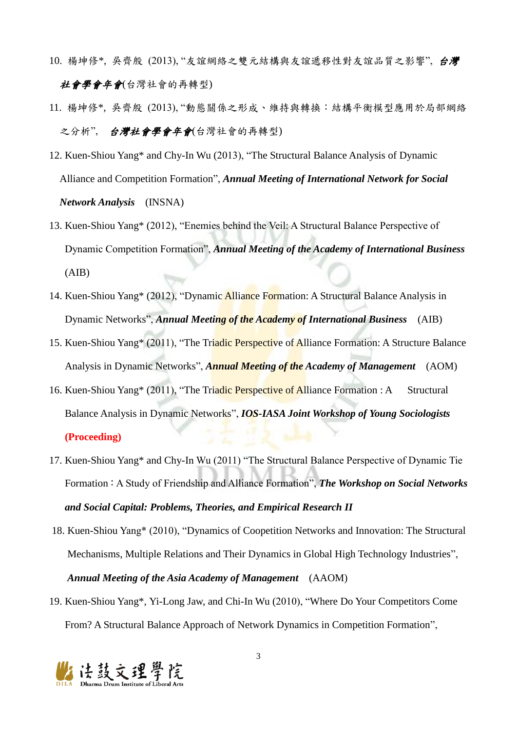10. 楊坤修*, 吳齊殷 (2013), "友誼網絡之雙元結構與友誼遞移性對友誼品質之影響", ***台灣社會學會年會***(台灣社會的再轉型)

11. 楊坤修*, 吳齊殷 (2013), "動態關係之形成、維持與轉換：結構平衡模型應用於局部網絡之分析", ***台灣社會學會年會***(台灣社會的再轉型)

12. Kuen-Shiou Yang* and Chy-In Wu (2013), "The Structural Balance Analysis of Dynamic Alliance and Competition Formation", ***Annual Meeting of International Network for Social Network Analysis*** (INSNA)

13. Kuen-Shiou Yang* (2012), "Enemies behind the Veil: A Structural Balance Perspective of Dynamic Competition Formation", ***Annual Meeting of the Academy of International Business*** (AIB)

14. Kuen-Shiou Yang* (2012), "Dynamic Alliance Formation: A Structural Balance Analysis in Dynamic Networks", ***Annual Meeting of the Academy of International Business*** (AIB)

15. Kuen-Shiou Yang* (2011), "The Triadic Perspective of Alliance Formation: A Structure Balance Analysis in Dynamic Networks", ***Annual Meeting of the Academy of Management*** (AOM)

16. Kuen-Shiou Yang* (2011), "The Triadic Perspective of Alliance Formation : A Structural Balance Analysis in Dynamic Networks", ***IOS-IASA Joint Workshop of Young Sociologists*** **(Proceeding)**

17. Kuen-Shiou Yang* and Chy-In Wu (2011) "The Structural Balance Perspective of Dynamic Tie Formation：A Study of Friendship and Alliance Formation", ***The Workshop on Social Networks and Social Capital: Problems, Theories, and Empirical Research II***

18. Kuen-Shiou Yang* (2010), "Dynamics of Coopetition Networks and Innovation: The Structural Mechanisms, Multiple Relations and Their Dynamics in Global High Technology Industries", ***Annual Meeting of the Asia Academy of Management*** (AAOM)

19. Kuen-Shiou Yang*, Yi-Long Jaw, and Chi-In Wu (2010), "Where Do Your Competitors Come From? A Structural Balance Approach of Network Dynamics in Competition Formation",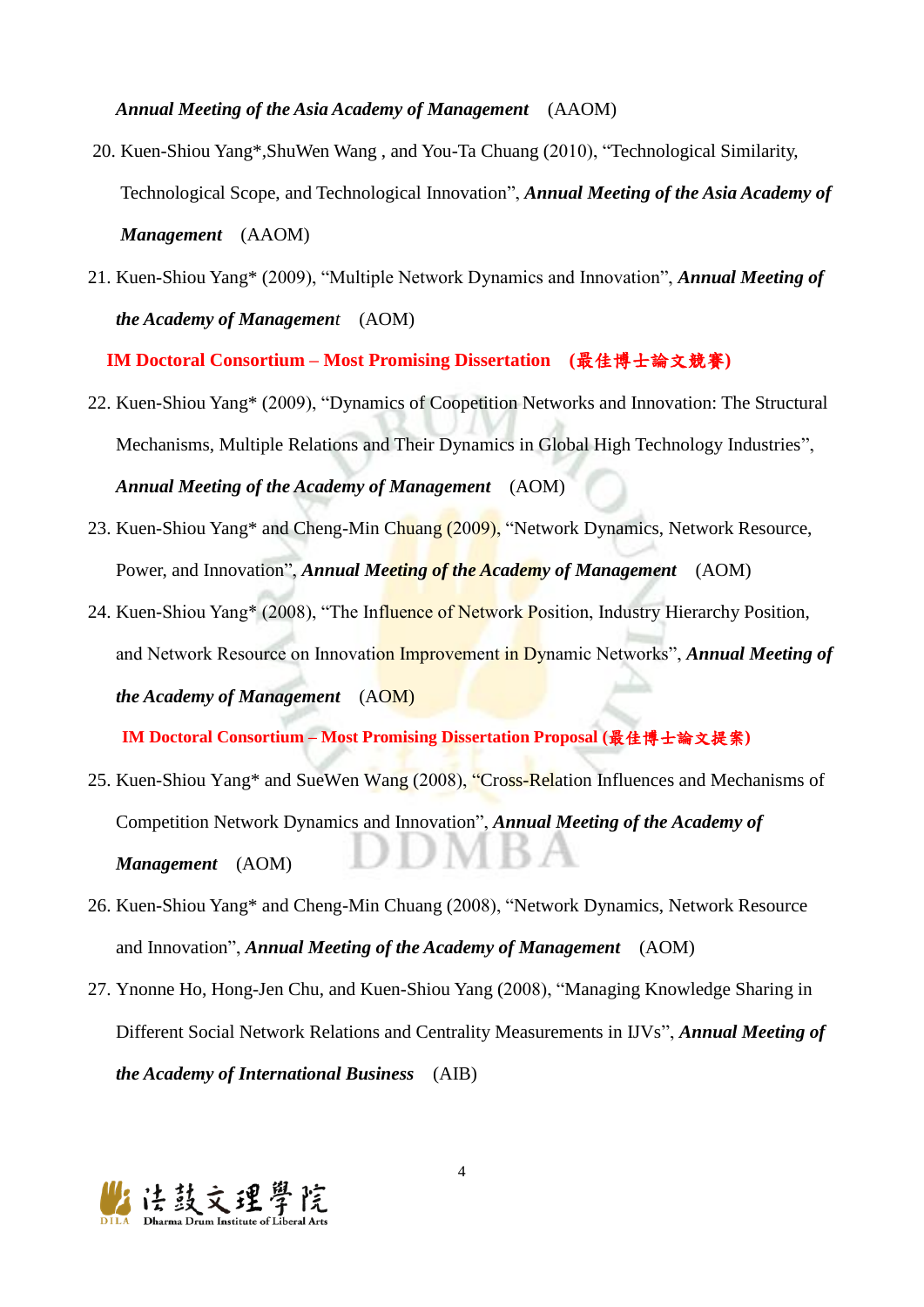***Annual Meeting of the Asia Academy of Management*** (AAOM)

20. Kuen-Shiou Yang*,ShuWen Wang , and You-Ta Chuang (2010), "Technological Similarity, Technological Scope, and Technological Innovation", ***Annual Meeting of the Asia Academy of Management*** (AAOM)

21. Kuen-Shiou Yang* (2009), "Multiple Network Dynamics and Innovation", ***Annual Meeting of the Academy of Management*** (AOM)

    **IM Doctoral Consortium – Most Promising Dissertation (最佳博士論文競賽)**

22. Kuen-Shiou Yang* (2009), "Dynamics of Coopetition Networks and Innovation: The Structural Mechanisms, Multiple Relations and Their Dynamics in Global High Technology Industries", ***Annual Meeting of the Academy of Management*** (AOM)

23. Kuen-Shiou Yang* and Cheng-Min Chuang (2009), "Network Dynamics, Network Resource, Power, and Innovation", ***Annual Meeting of the Academy of Management*** (AOM)

24. Kuen-Shiou Yang* (2008), "The Influence of Network Position, Industry Hierarchy Position, and Network Resource on Innovation Improvement in Dynamic Networks", ***Annual Meeting of the Academy of Management*** (AOM)

    **IM Doctoral Consortium – Most Promising Dissertation Proposal (最佳博士論文提案)**

25. Kuen-Shiou Yang* and SueWen Wang (2008), "Cross-Relation Influences and Mechanisms of Competition Network Dynamics and Innovation", ***Annual Meeting of the Academy of Management*** (AOM)

26. Kuen-Shiou Yang* and Cheng-Min Chuang (2008), "Network Dynamics, Network Resource and Innovation", ***Annual Meeting of the Academy of Management*** (AOM)

27. Ynonne Ho, Hong-Jen Chu, and Kuen-Shiou Yang (2008), "Managing Knowledge Sharing in Different Social Network Relations and Centrality Measurements in IJVs", ***Annual Meeting of the Academy of International Business*** (AIB)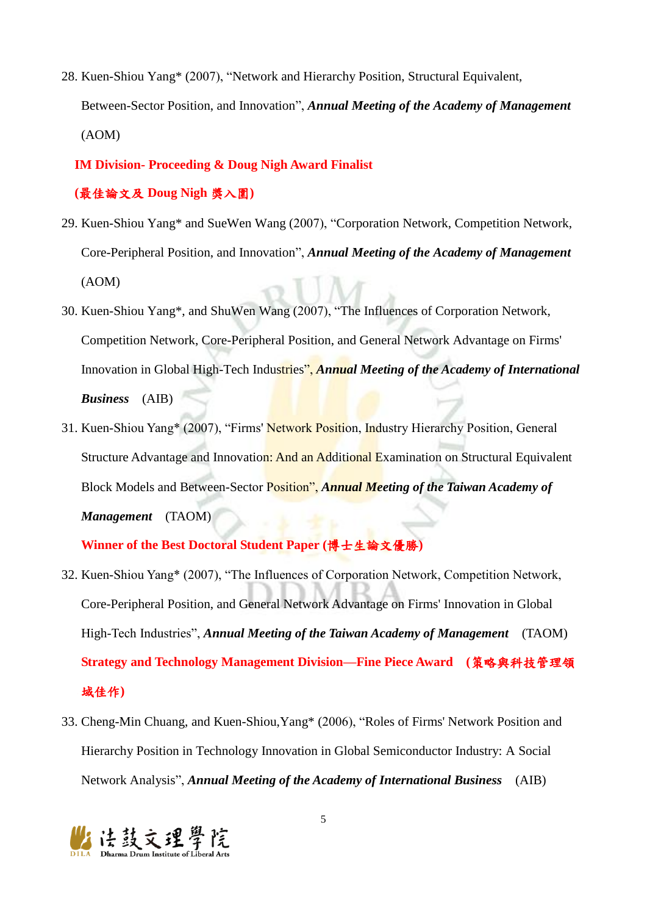28. Kuen-Shiou Yang* (2007), "Network and Hierarchy Position, Structural Equivalent, Between-Sector Position, and Innovation", ***Annual Meeting of the Academy of Management*** (AOM)

    **IM Division- Proceeding & Doug Nigh Award Finalist**

    **(最佳論文及 Doug Nigh 獎入圍)**

29. Kuen-Shiou Yang* and SueWen Wang (2007), "Corporation Network, Competition Network, Core-Peripheral Position, and Innovation", ***Annual Meeting of the Academy of Management*** (AOM)

30. Kuen-Shiou Yang*, and ShuWen Wang (2007), "The Influences of Corporation Network, Competition Network, Core-Peripheral Position, and General Network Advantage on Firms' Innovation in Global High-Tech Industries", ***Annual Meeting of the Academy of International Business*** (AIB)

31. Kuen-Shiou Yang* (2007), "Firms' Network Position, Industry Hierarchy Position, General Structure Advantage and Innovation: And an Additional Examination on Structural Equivalent Block Models and Between-Sector Position", ***Annual Meeting of the Taiwan Academy of Management*** (TAOM)

    **Winner of the Best Doctoral Student Paper (博士生論文優勝)**

32. Kuen-Shiou Yang* (2007), "The Influences of Corporation Network, Competition Network, Core-Peripheral Position, and General Network Advantage on Firms' Innovation in Global High-Tech Industries", ***Annual Meeting of the Taiwan Academy of Management*** (TAOM)

    **Strategy and Technology Management Division—Fine Piece Award (策略與科技管理領域佳作)**

33. Cheng-Min Chuang, and Kuen-Shiou,Yang* (2006), "Roles of Firms' Network Position and Hierarchy Position in Technology Innovation in Global Semiconductor Industry: A Social Network Analysis", ***Annual Meeting of the Academy of International Business*** (AIB)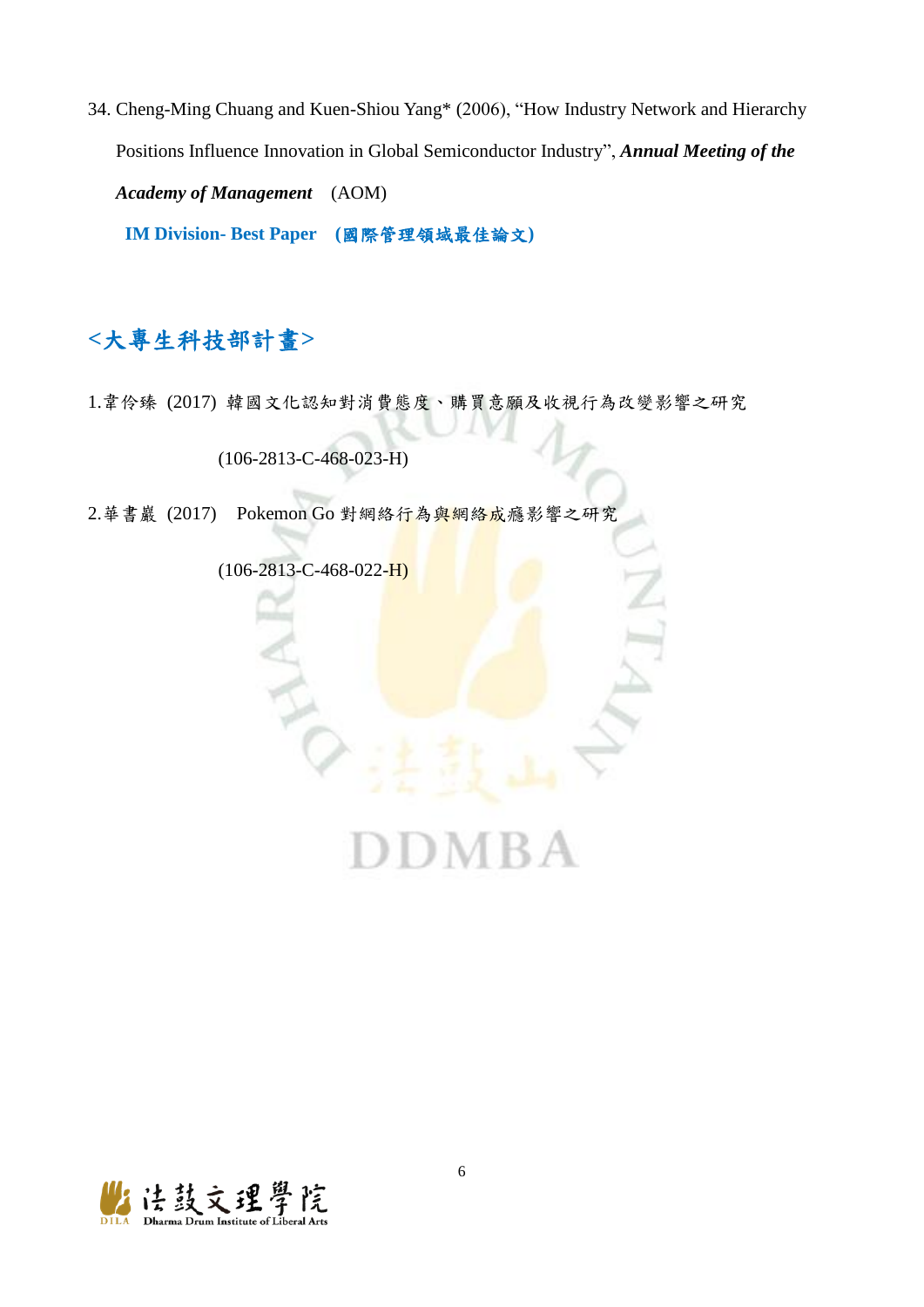34. Cheng-Ming Chuang and Kuen-Shiou Yang* (2006), “How Industry Network and Hierarchy Positions Influence Innovation in Global Semiconductor Industry”, ***Annual Meeting of the Academy of Management*** (AOM)

**IM Division- Best Paper (國際管理領域最佳論文)**

## <大專生科技部計畫>

1.韋伶臻 (2017) 韓國文化認知對消費態度、購買意願及收視行為改變影響之研究

(106-2813-C-468-023-H)

2.華書嵐 (2017) Pokemon Go 對網絡行為與網絡成癮影響之研究

(106-2813-C-468-022-H)